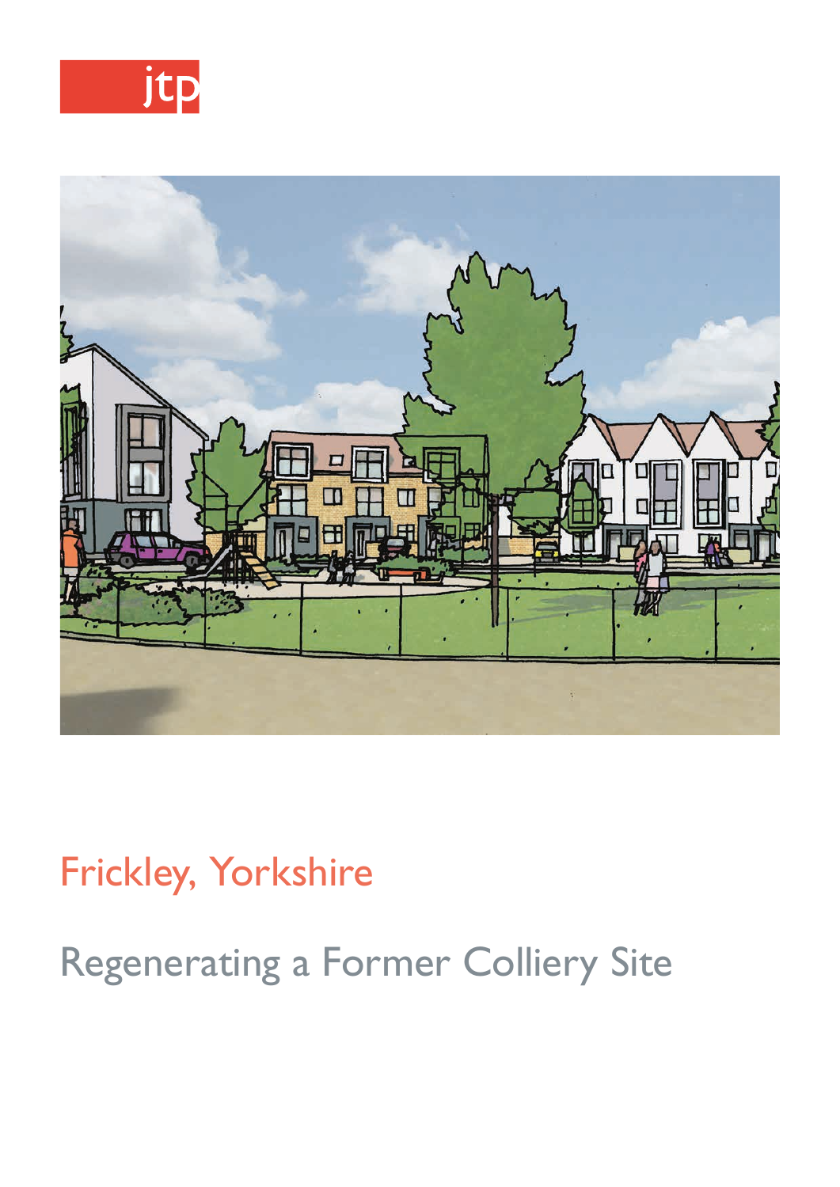jtp

# Frickley, Yorkshire

## Regenerating a Former Colliery Site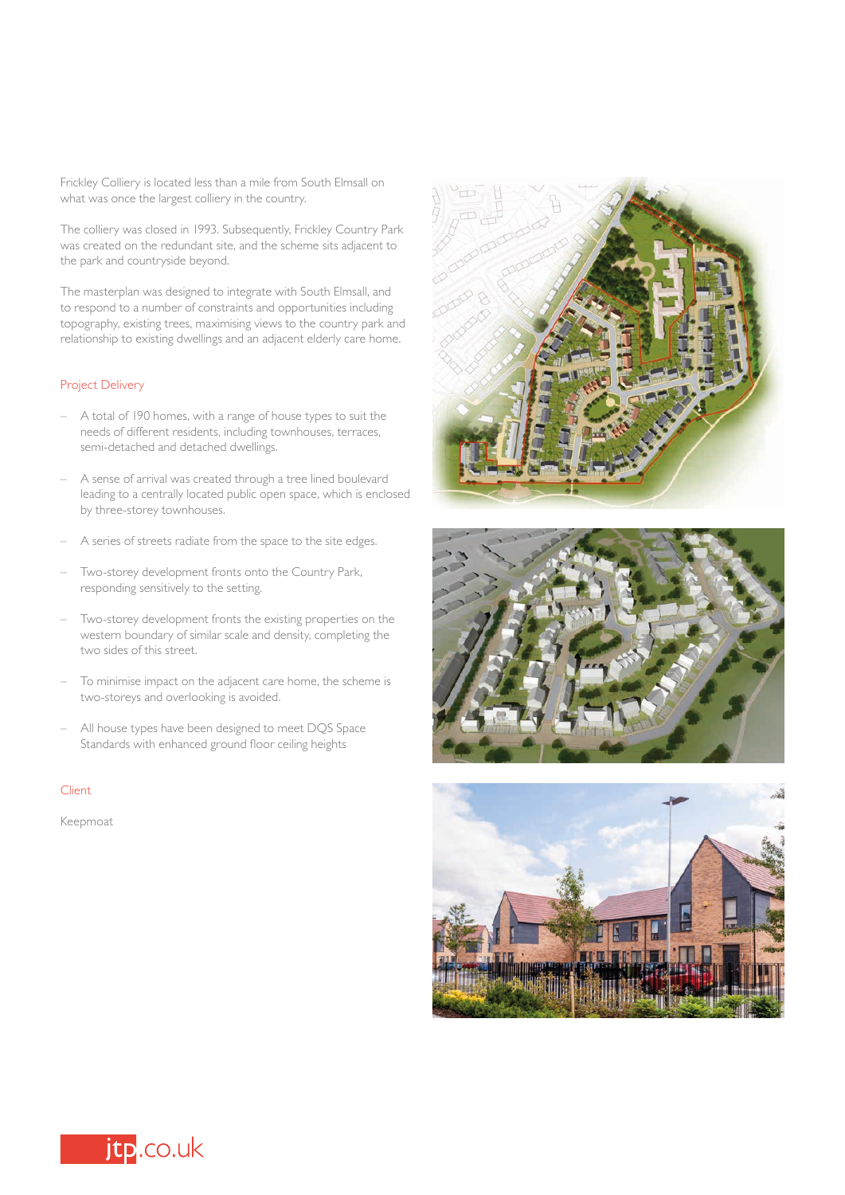Frickley Colliery is located less than a mile from South Elmsall on what was once the largest colliery in the country.

The colliery was closed in 1993. Subsequently, Frickley Country Park was created on the redundant site, and the scheme sits adjacent to the park and countryside beyond.

The masterplan was designed to integrate with South Elmsall, and to respond to a number of constraints and opportunities including topography, existing trees, maximising views to the country park and relationship to existing dwellings and an adjacent elderly care home.

## Project Delivery

- A total of 190 homes, with a range of house types to suit the needs of different residents, including townhouses, terraces, semi-detached and detached dwellings.
- A sense of arrival was created through a tree lined boulevard leading to a centrally located public open space, which is enclosed by three-storey townhouses.
- A series of streets radiate from the space to the site edges.
- Two-storey development fronts onto the Country Park, responding sensitively to the setting.
- Two-storey development fronts the existing properties on the western boundary of similar scale and density, completing the two sides of this street.
- To minimise impact on the adjacent care home, the scheme is two-storeys and overlooking is avoided.
- All house types have been designed to meet DQS Space Standards with enhanced ground floor ceiling heights

## Client

Keepmoat

jtp.co.uk